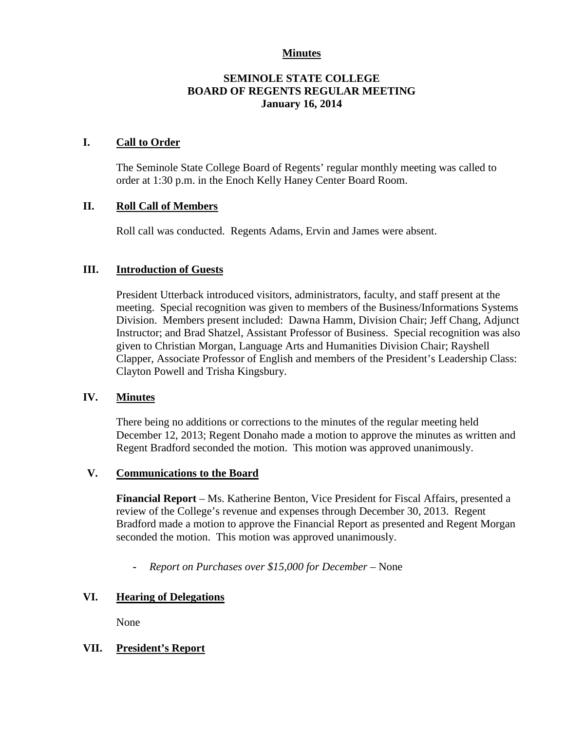**Minutes**

**SEMINOLE STATE COLLEGE**
**BOARD OF REGENTS REGULAR MEETING**
**January 16, 2014**

## I. Call to Order

The Seminole State College Board of Regents' regular monthly meeting was called to order at 1:30 p.m. in the Enoch Kelly Haney Center Board Room.

## II. Roll Call of Members

Roll call was conducted. Regents Adams, Ervin and James were absent.

## III. Introduction of Guests

President Utterback introduced visitors, administrators, faculty, and staff present at the meeting. Special recognition was given to members of the Business/Informations Systems Division. Members present included: Dawna Hamm, Division Chair; Jeff Chang, Adjunct Instructor; and Brad Shatzel, Assistant Professor of Business. Special recognition was also given to Christian Morgan, Language Arts and Humanities Division Chair; Rayshell Clapper, Associate Professor of English and members of the President's Leadership Class: Clayton Powell and Trisha Kingsbury.

## IV. Minutes

There being no additions or corrections to the minutes of the regular meeting held December 12, 2013; Regent Donaho made a motion to approve the minutes as written and Regent Bradford seconded the motion. This motion was approved unanimously.

## V. Communications to the Board

**Financial Report** – Ms. Katherine Benton, Vice President for Fiscal Affairs, presented a review of the College's revenue and expenses through December 30, 2013. Regent Bradford made a motion to approve the Financial Report as presented and Regent Morgan seconded the motion. This motion was approved unanimously.

- *Report on Purchases over $15,000 for December* – None

## VI. Hearing of Delegations

None

## VII. President's Report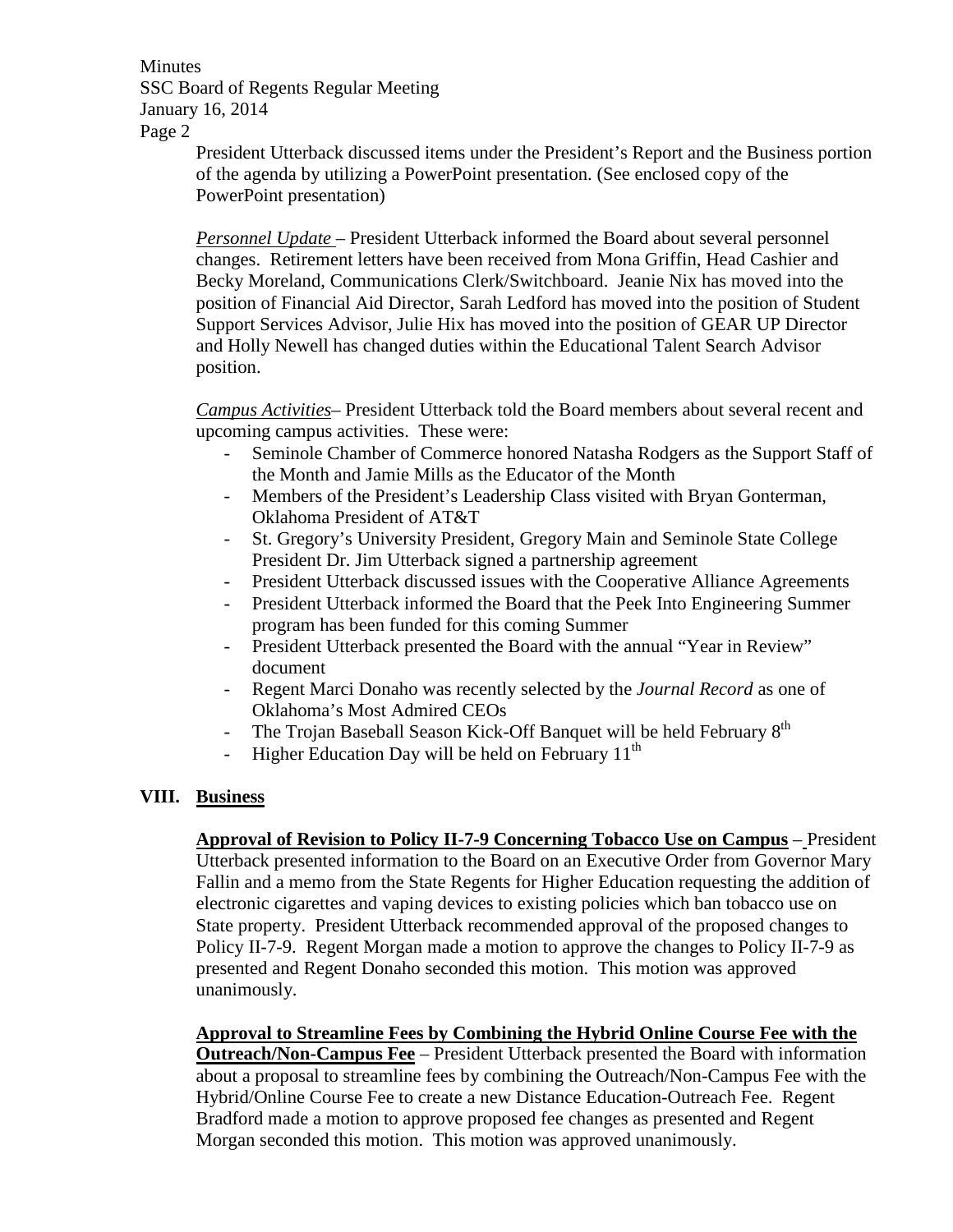President Utterback discussed items under the President's Report and the Business portion of the agenda by utilizing a PowerPoint presentation. (See enclosed copy of the PowerPoint presentation)

*Personnel Update* – President Utterback informed the Board about several personnel changes. Retirement letters have been received from Mona Griffin, Head Cashier and Becky Moreland, Communications Clerk/Switchboard. Jeanie Nix has moved into the position of Financial Aid Director, Sarah Ledford has moved into the position of Student Support Services Advisor, Julie Hix has moved into the position of GEAR UP Director and Holly Newell has changed duties within the Educational Talent Search Advisor position.

*Campus Activities*– President Utterback told the Board members about several recent and upcoming campus activities. These were:

- Seminole Chamber of Commerce honored Natasha Rodgers as the Support Staff of the Month and Jamie Mills as the Educator of the Month
- Members of the President's Leadership Class visited with Bryan Gonterman, Oklahoma President of AT&T
- St. Gregory's University President, Gregory Main and Seminole State College President Dr. Jim Utterback signed a partnership agreement
- President Utterback discussed issues with the Cooperative Alliance Agreements
- President Utterback informed the Board that the Peek Into Engineering Summer program has been funded for this coming Summer
- President Utterback presented the Board with the annual "Year in Review" document
- Regent Marci Donaho was recently selected by the *Journal Record* as one of Oklahoma's Most Admired CEOs
- The Trojan Baseball Season Kick-Off Banquet will be held February 8th
- Higher Education Day will be held on February 11th

## VIII. Business

**Approval of Revision to Policy II-7-9 Concerning Tobacco Use on Campus** – President Utterback presented information to the Board on an Executive Order from Governor Mary Fallin and a memo from the State Regents for Higher Education requesting the addition of electronic cigarettes and vaping devices to existing policies which ban tobacco use on State property. President Utterback recommended approval of the proposed changes to Policy II-7-9. Regent Morgan made a motion to approve the changes to Policy II-7-9 as presented and Regent Donaho seconded this motion. This motion was approved unanimously.

**Approval to Streamline Fees by Combining the Hybrid Online Course Fee with the Outreach/Non-Campus Fee** – President Utterback presented the Board with information about a proposal to streamline fees by combining the Outreach/Non-Campus Fee with the Hybrid/Online Course Fee to create a new Distance Education-Outreach Fee. Regent Bradford made a motion to approve proposed fee changes as presented and Regent Morgan seconded this motion. This motion was approved unanimously.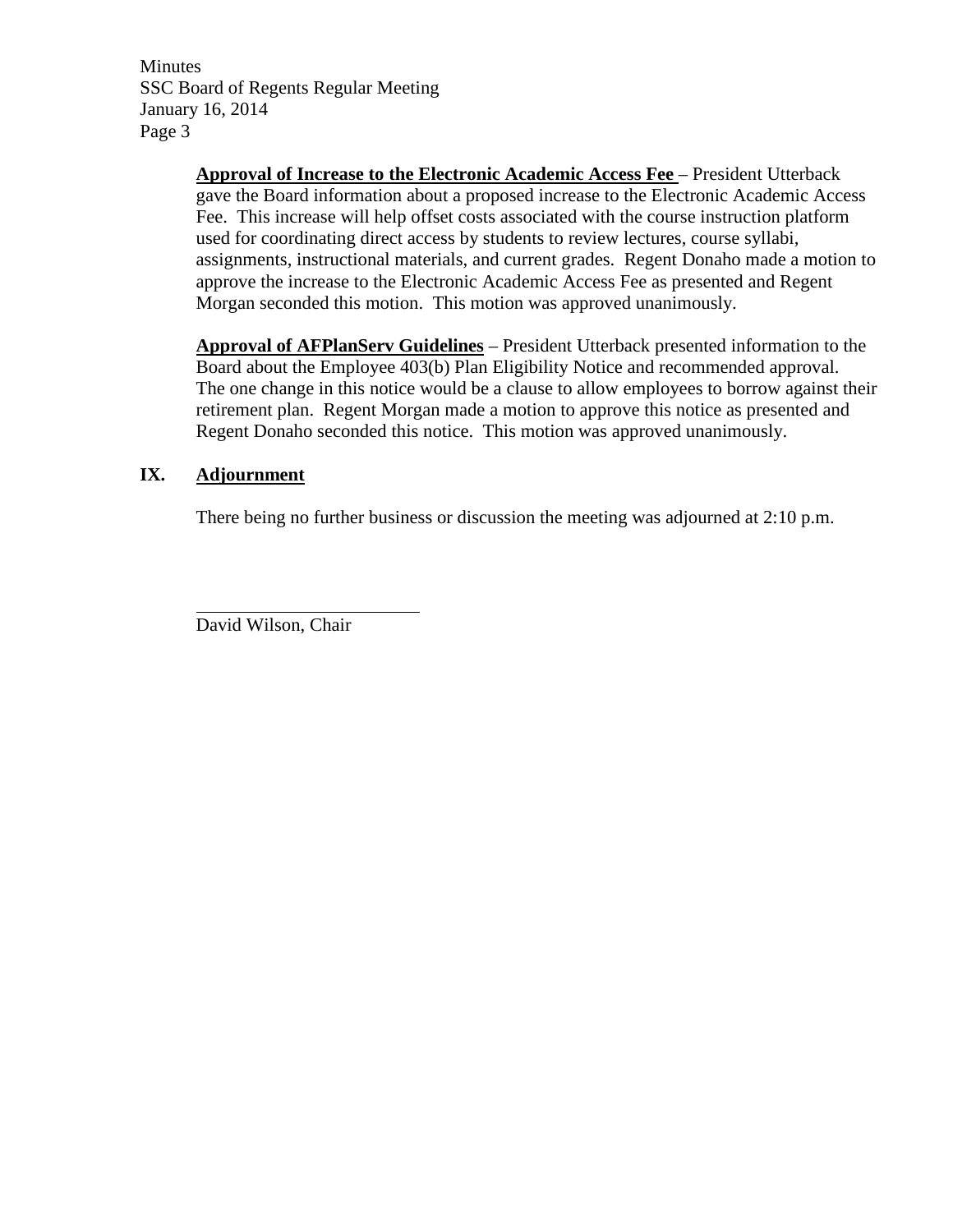**Approval of Increase to the Electronic Academic Access Fee** – President Utterback gave the Board information about a proposed increase to the Electronic Academic Access Fee. This increase will help offset costs associated with the course instruction platform used for coordinating direct access by students to review lectures, course syllabi, assignments, instructional materials, and current grades. Regent Donaho made a motion to approve the increase to the Electronic Academic Access Fee as presented and Regent Morgan seconded this motion. This motion was approved unanimously.

**Approval of AFPlanServ Guidelines** – President Utterback presented information to the Board about the Employee 403(b) Plan Eligibility Notice and recommended approval. The one change in this notice would be a clause to allow employees to borrow against their retirement plan. Regent Morgan made a motion to approve this notice as presented and Regent Donaho seconded this notice. This motion was approved unanimously.

## IX. Adjournment

There being no further business or discussion the meeting was adjourned at 2:10 p.m.

\_\_\_\_\_\_\_\_\_\_\_\_\_\_\_\_\_\_\_\_\_\_\_\_\_\_

David Wilson, Chair